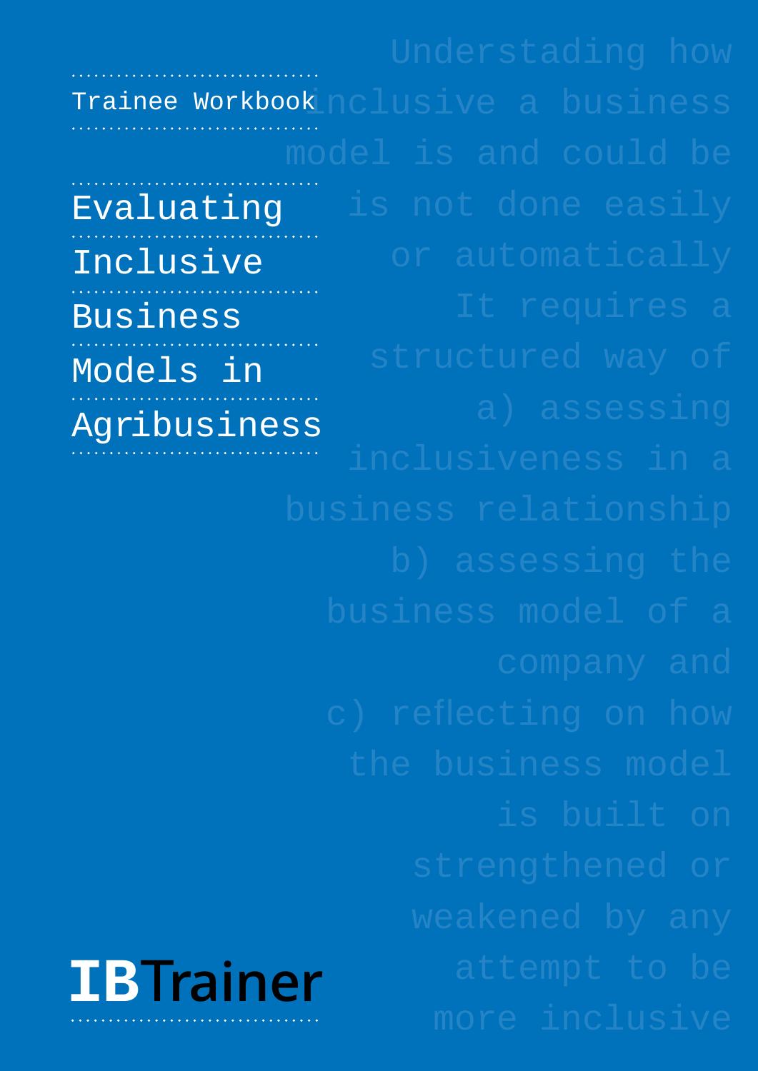Trainee Workbook

# Evaluating Inclusive Business Models in Agribusiness

Understading how inclusive a business model is and could be is not done easily or automatically. It requires a structured way of a) assessing inclusiveness in a business relationship b) assessing the business model of a company and c) reflecting on how the business model is built on strengthened or weakened by any attempt to be more inclusive

IBTrainer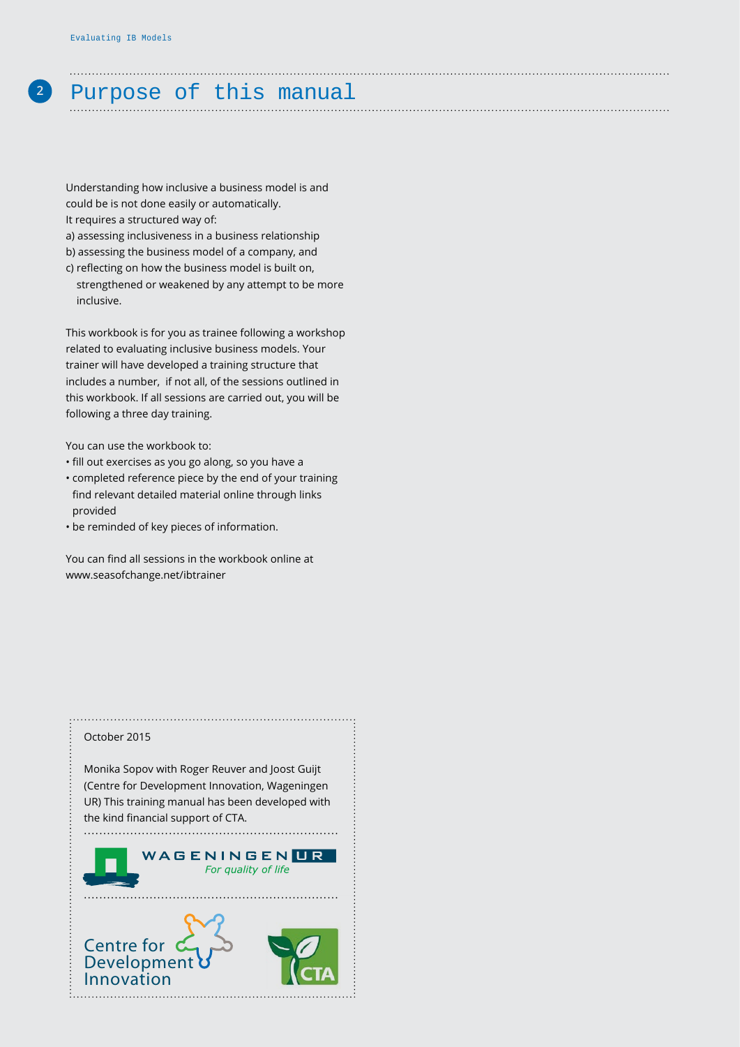# Purpose of this manual

Understanding how inclusive a business model is and could be is not done easily or automatically. It requires a structured way of:

a) assessing inclusiveness in a business relationship
b) assessing the business model of a company, and
c) reflecting on how the business model is built on, strengthened or weakened by any attempt to be more inclusive.

This workbook is for you as trainee following a workshop related to evaluating inclusive business models. Your trainer will have developed a training structure that includes a number, if not all, of the sessions outlined in this workbook. If all sessions are carried out, you will be following a three day training.

You can use the workbook to:

- fill out exercises as you go along, so you have a
- completed reference piece by the end of your training find relevant detailed material online through links provided
- be reminded of key pieces of information.

You can find all sessions in the workbook online at www.seasofchange.net/ibtrainer

October 2015

Monika Sopov with Roger Reuver and Joost Guijt (Centre for Development Innovation, Wageningen UR) This training manual has been developed with the kind financial support of CTA.

WAGENINGEN UR
*For quality of life*

Centre for Development Innovation

CTA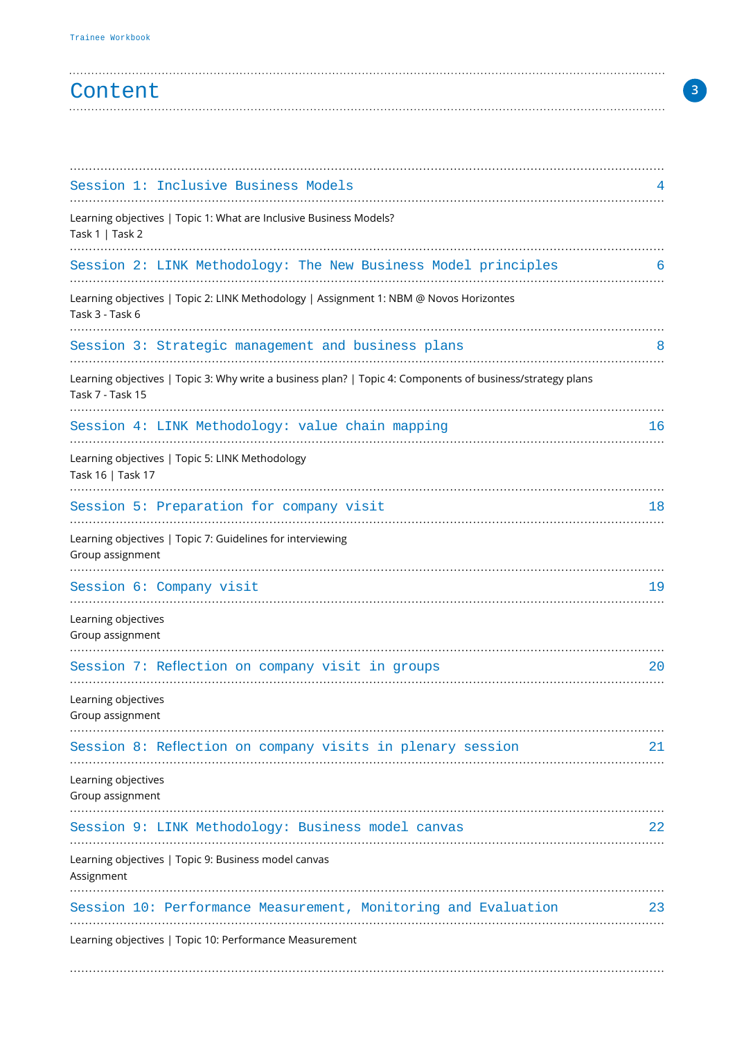# Content

## Session 1: Inclusive Business Models 4

Learning objectives | Topic 1: What are Inclusive Business Models?
Task 1 | Task 2

## Session 2: LINK Methodology: The New Business Model principles 6

Learning objectives | Topic 2: LINK Methodology | Assignment 1: NBM @ Novos Horizontes
Task 3 - Task 6

## Session 3: Strategic management and business plans 8

Learning objectives | Topic 3: Why write a business plan? | Topic 4: Components of business/strategy plans
Task 7 - Task 15

## Session 4: LINK Methodology: value chain mapping 16

Learning objectives | Topic 5: LINK Methodology
Task 16 | Task 17

## Session 5: Preparation for company visit 18

Learning objectives | Topic 7: Guidelines for interviewing
Group assignment

## Session 6: Company visit 19

Learning objectives
Group assignment

## Session 7: Reflection on company visit in groups 20

Learning objectives
Group assignment

## Session 8: Reflection on company visits in plenary session 21

Learning objectives
Group assignment

## Session 9: LINK Methodology: Business model canvas 22

Learning objectives | Topic 9: Business model canvas
Assignment

## Session 10: Performance Measurement, Monitoring and Evaluation 23

Learning objectives | Topic 10: Performance Measurement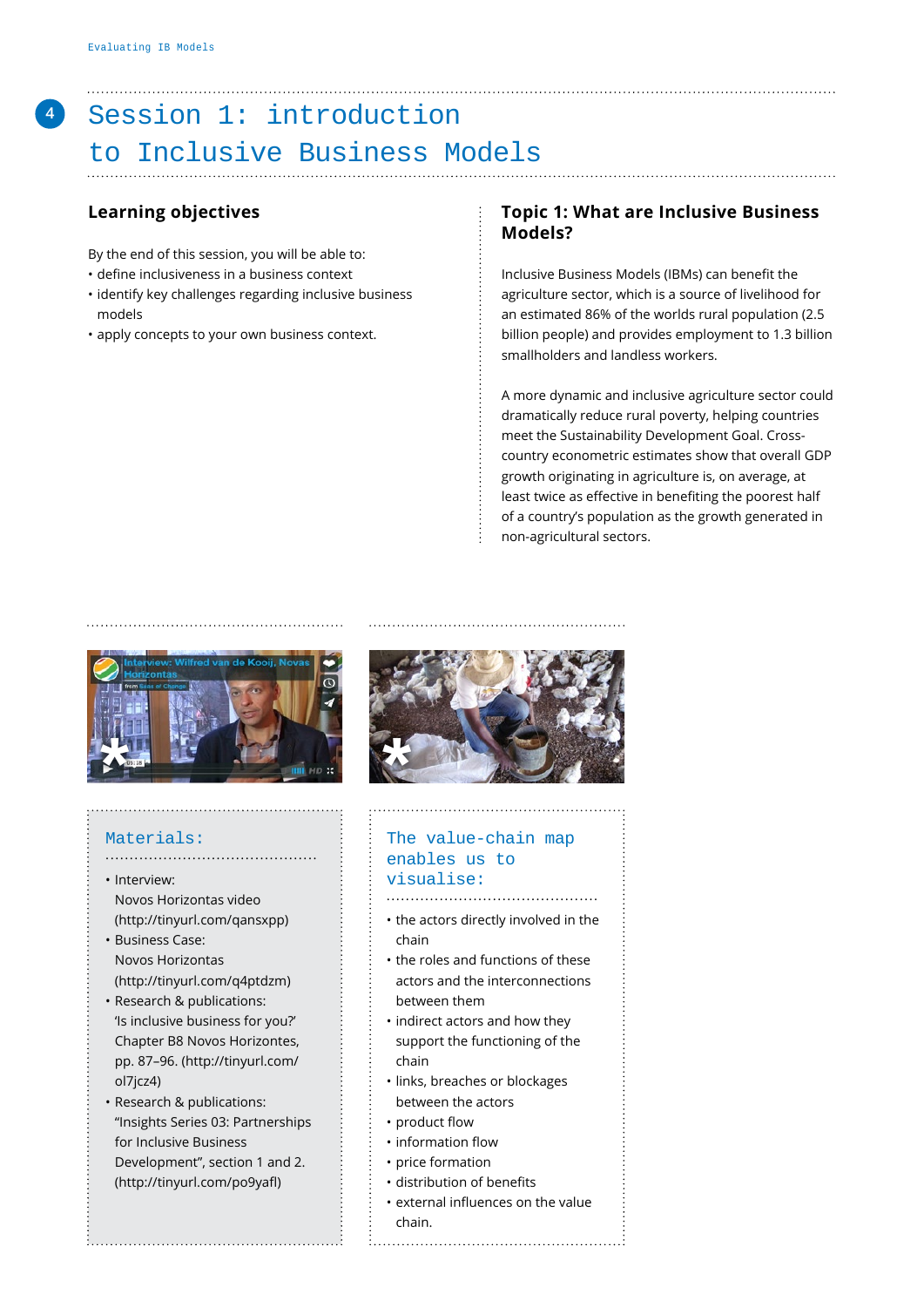# Session 1: introduction to Inclusive Business Models

## Learning objectives

By the end of this session, you will be able to:

- define inclusiveness in a business context
- identify key challenges regarding inclusive business models
- apply concepts to your own business context.

## Topic 1: What are Inclusive Business Models?

Inclusive Business Models (IBMs) can benefit the agriculture sector, which is a source of livelihood for an estimated 86% of the worlds rural population (2.5 billion people) and provides employment to 1.3 billion smallholders and landless workers.

A more dynamic and inclusive agriculture sector could dramatically reduce rural poverty, helping countries meet the Sustainability Development Goal. Cross-country econometric estimates show that overall GDP growth originating in agriculture is, on average, at least twice as effective in benefiting the poorest half of a country's population as the growth generated in non-agricultural sectors.

### Materials:

- Interview:
  Novos Horizontas video
  (http://tinyurl.com/qansxpp)
- Business Case:
  Novos Horizontas
  (http://tinyurl.com/q4ptdzm)
- Research & publications:
  'Is inclusive business for you?' Chapter B8 Novos Horizontes, pp. 87–96. (http://tinyurl.com/ol7jcz4)
- Research & publications:
  "Insights Series 03: Partnerships for Inclusive Business Development", section 1 and 2. (http://tinyurl.com/po9yafl)

### The value-chain map enables us to visualise:

- the actors directly involved in the chain
- the roles and functions of these actors and the interconnections between them
- indirect actors and how they support the functioning of the chain
- links, breaches or blockages between the actors
- product flow
- information flow
- price formation
- distribution of benefits
- external influences on the value chain.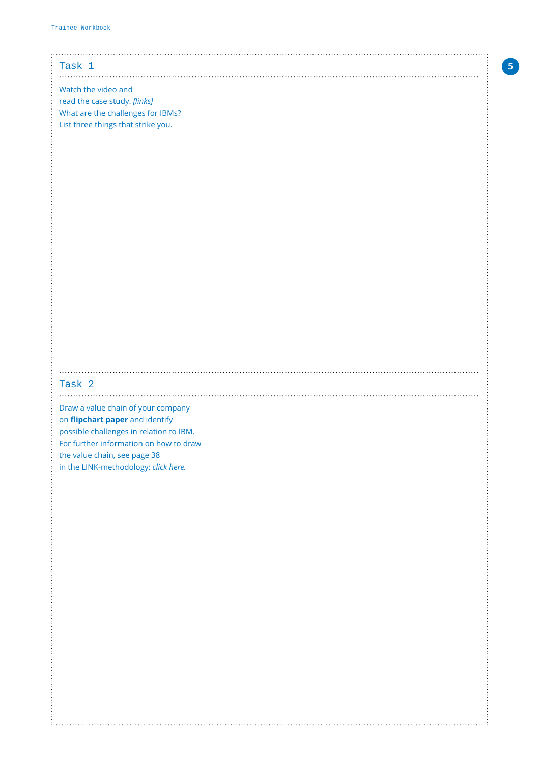## Task 1

Watch the video and
read the case study. *[links]*
What are the challenges for IBMs?
List three things that strike you.

## Task 2

Draw a value chain of your company
on **flipchart paper** and identify
possible challenges in relation to IBM.
For further information on how to draw
the value chain, see page 38
in the LINK-methodology: *click here.*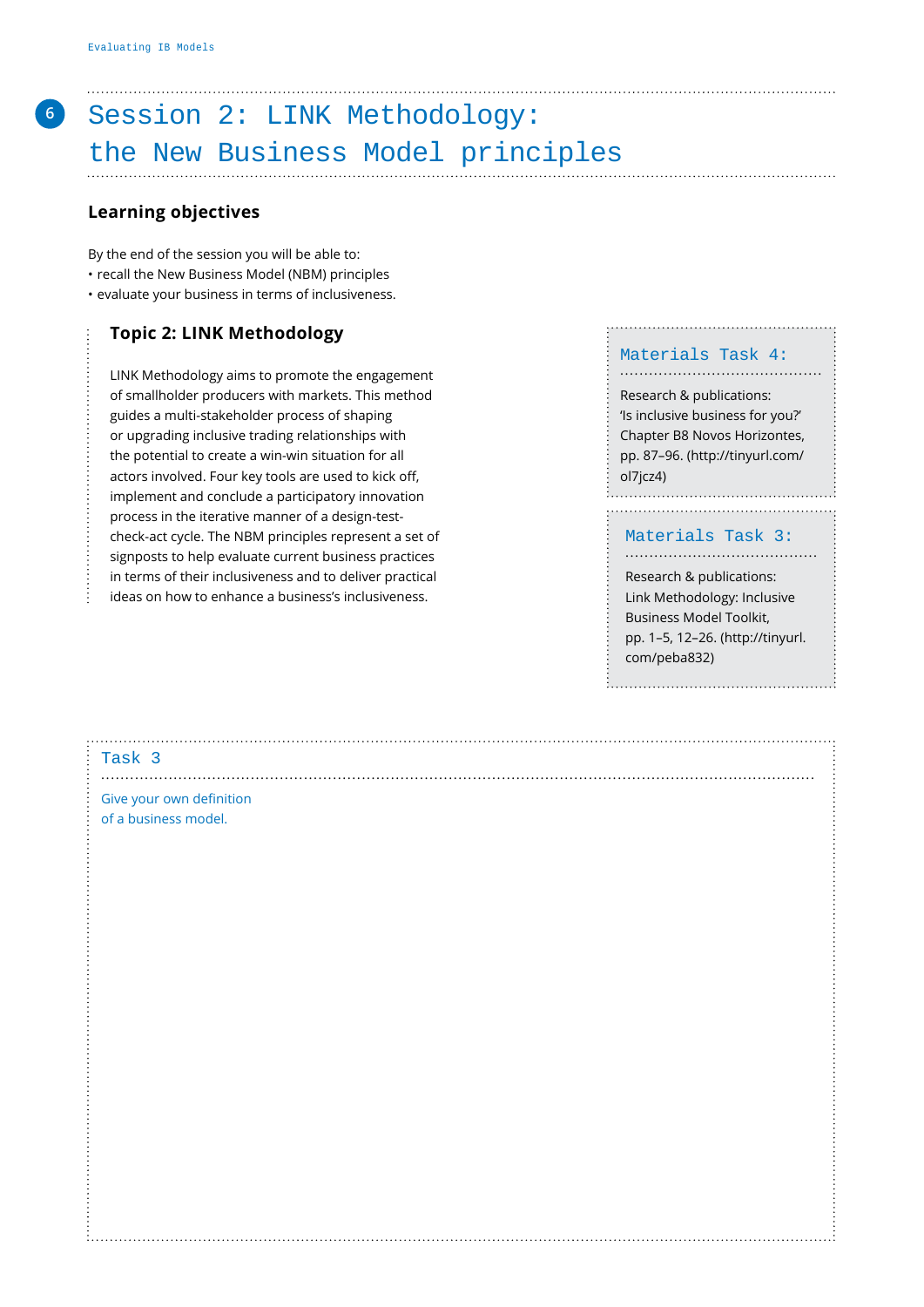# Session 2: LINK Methodology: the New Business Model principles

## Learning objectives

By the end of the session you will be able to:
- recall the New Business Model (NBM) principles
- evaluate your business in terms of inclusiveness.

### Topic 2: LINK Methodology

LINK Methodology aims to promote the engagement of smallholder producers with markets. This method guides a multi-stakeholder process of shaping or upgrading inclusive trading relationships with the potential to create a win-win situation for all actors involved. Four key tools are used to kick off, implement and conclude a participatory innovation process in the iterative manner of a design-test-check-act cycle. The NBM principles represent a set of signposts to help evaluate current business practices in terms of their inclusiveness and to deliver practical ideas on how to enhance a business's inclusiveness.

### Materials Task 4:

Research & publications:
'Is inclusive business for you?' Chapter B8 Novos Horizontes, pp. 87–96. (http://tinyurl.com/ol7jcz4)

### Materials Task 3:

Research & publications:
Link Methodology: Inclusive Business Model Toolkit, pp. 1–5, 12–26. (http://tinyurl.com/peba832)

### Task 3

Give your own definition of a business model.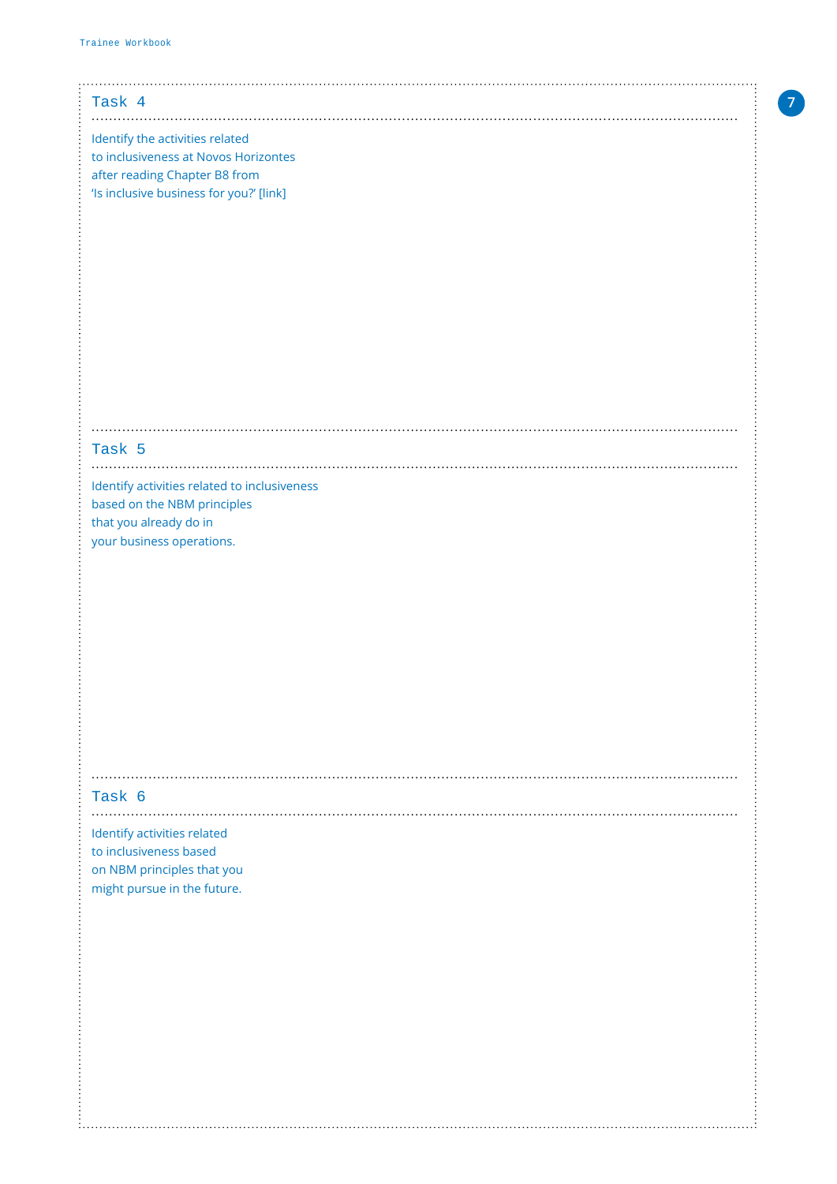## Task 4

Identify the activities related to inclusiveness at Novos Horizontes after reading Chapter B8 from 'Is inclusive business for you?' [link]

## Task 5

Identify activities related to inclusiveness based on the NBM principles that you already do in your business operations.

## Task 6

Identify activities related to inclusiveness based on NBM principles that you might pursue in the future.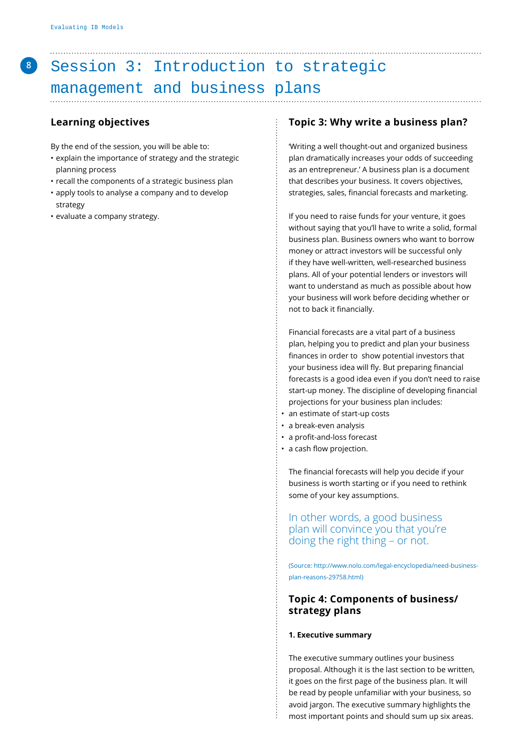# Session 3: Introduction to strategic management and business plans

## Learning objectives

By the end of the session, you will be able to:

- explain the importance of strategy and the strategic planning process
- recall the components of a strategic business plan
- apply tools to analyse a company and to develop strategy
- evaluate a company strategy.

## Topic 3: Why write a business plan?

'Writing a well thought-out and organized business plan dramatically increases your odds of succeeding as an entrepreneur.' A business plan is a document that describes your business. It covers objectives, strategies, sales, financial forecasts and marketing.

If you need to raise funds for your venture, it goes without saying that you'll have to write a solid, formal business plan. Business owners who want to borrow money or attract investors will be successful only if they have well-written, well-researched business plans. All of your potential lenders or investors will want to understand as much as possible about how your business will work before deciding whether or not to back it financially.

Financial forecasts are a vital part of a business plan, helping you to predict and plan your business finances in order to show potential investors that your business idea will fly. But preparing financial forecasts is a good idea even if you don't need to raise start-up money. The discipline of developing financial projections for your business plan includes:

- an estimate of start-up costs
- a break-even analysis
- a profit-and-loss forecast
- a cash flow projection.

The financial forecasts will help you decide if your business is worth starting or if you need to rethink some of your key assumptions.

> In other words, a good business plan will convince you that you're doing the right thing – or not.

(Source: http://www.nolo.com/legal-encyclopedia/need-business-plan-reasons-29758.html)

## Topic 4: Components of business/strategy plans

**1. Executive summary**

The executive summary outlines your business proposal. Although it is the last section to be written, it goes on the first page of the business plan. It will be read by people unfamiliar with your business, so avoid jargon. The executive summary highlights the most important points and should sum up six areas.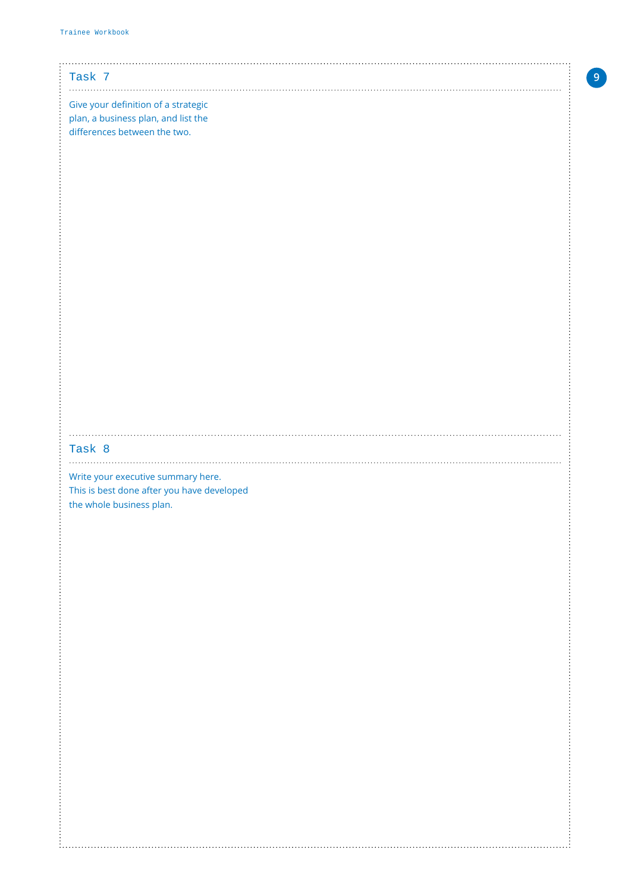## Task 7

Give your definition of a strategic plan, a business plan, and list the differences between the two.

## Task 8

Write your executive summary here. This is best done after you have developed the whole business plan.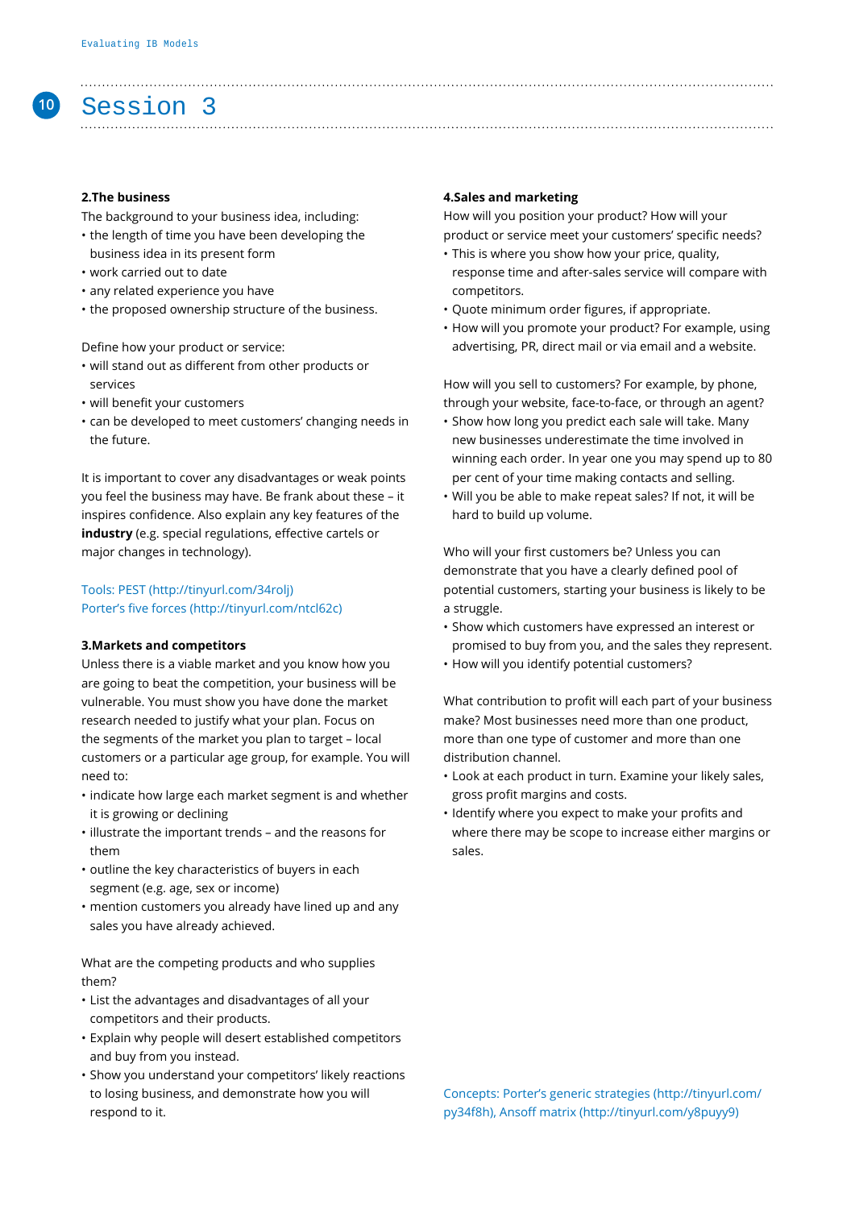# Session 3

### 2.The business

The background to your business idea, including:

- the length of time you have been developing the business idea in its present form
- work carried out to date
- any related experience you have
- the proposed ownership structure of the business.

Define how your product or service:

- will stand out as different from other products or services
- will benefit your customers
- can be developed to meet customers' changing needs in the future.

It is important to cover any disadvantages or weak points you feel the business may have. Be frank about these – it inspires confidence. Also explain any key features of the **industry** (e.g. special regulations, effective cartels or major changes in technology).

Tools: PEST (http://tinyurl.com/34rolj)
Porter's five forces (http://tinyurl.com/ntcl62c)

### 3.Markets and competitors

Unless there is a viable market and you know how you are going to beat the competition, your business will be vulnerable. You must show you have done the market research needed to justify what your plan. Focus on the segments of the market you plan to target – local customers or a particular age group, for example. You will need to:

- indicate how large each market segment is and whether it is growing or declining
- illustrate the important trends – and the reasons for them
- outline the key characteristics of buyers in each segment (e.g. age, sex or income)
- mention customers you already have lined up and any sales you have already achieved.

What are the competing products and who supplies them?

- List the advantages and disadvantages of all your competitors and their products.
- Explain why people will desert established competitors and buy from you instead.
- Show you understand your competitors' likely reactions to losing business, and demonstrate how you will respond to it.

### 4.Sales and marketing

How will you position your product? How will your product or service meet your customers' specific needs?

- This is where you show how your price, quality, response time and after-sales service will compare with competitors.
- Quote minimum order figures, if appropriate.
- How will you promote your product? For example, using advertising, PR, direct mail or via email and a website.

How will you sell to customers? For example, by phone, through your website, face-to-face, or through an agent?

- Show how long you predict each sale will take. Many new businesses underestimate the time involved in winning each order. In year one you may spend up to 80 per cent of your time making contacts and selling.
- Will you be able to make repeat sales? If not, it will be hard to build up volume.

Who will your first customers be? Unless you can demonstrate that you have a clearly defined pool of potential customers, starting your business is likely to be a struggle.

- Show which customers have expressed an interest or promised to buy from you, and the sales they represent.
- How will you identify potential customers?

What contribution to profit will each part of your business make? Most businesses need more than one product, more than one type of customer and more than one distribution channel.

- Look at each product in turn. Examine your likely sales, gross profit margins and costs.
- Identify where you expect to make your profits and where there may be scope to increase either margins or sales.

Concepts: Porter's generic strategies (http://tinyurl.com/py34f8h), Ansoff matrix (http://tinyurl.com/y8puyy9)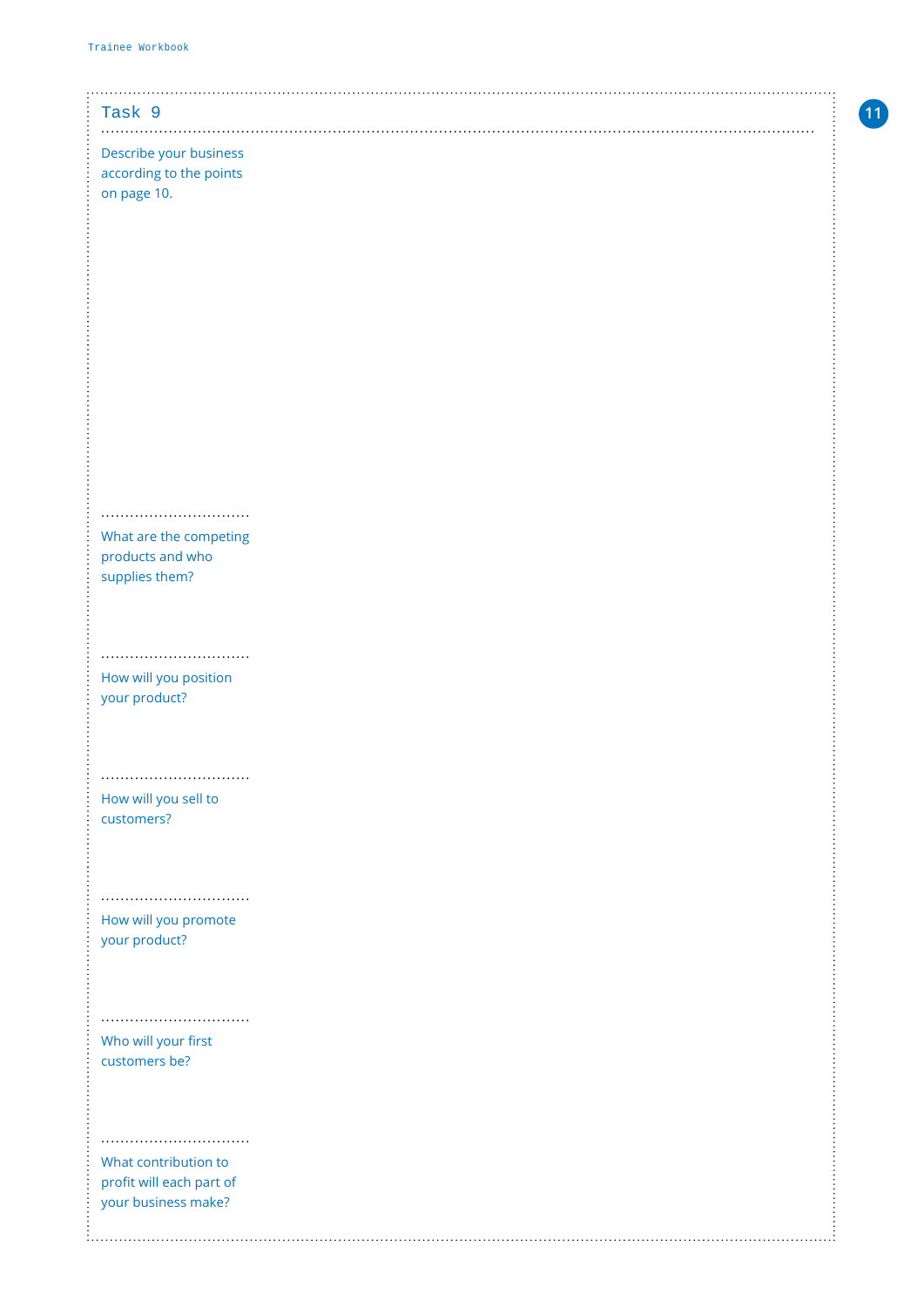## Task 9

Describe your business according to the points on page 10.

What are the competing products and who supplies them?

How will you position your product?

How will you sell to customers?

How will you promote your product?

Who will your first customers be?

What contribution to profit will each part of your business make?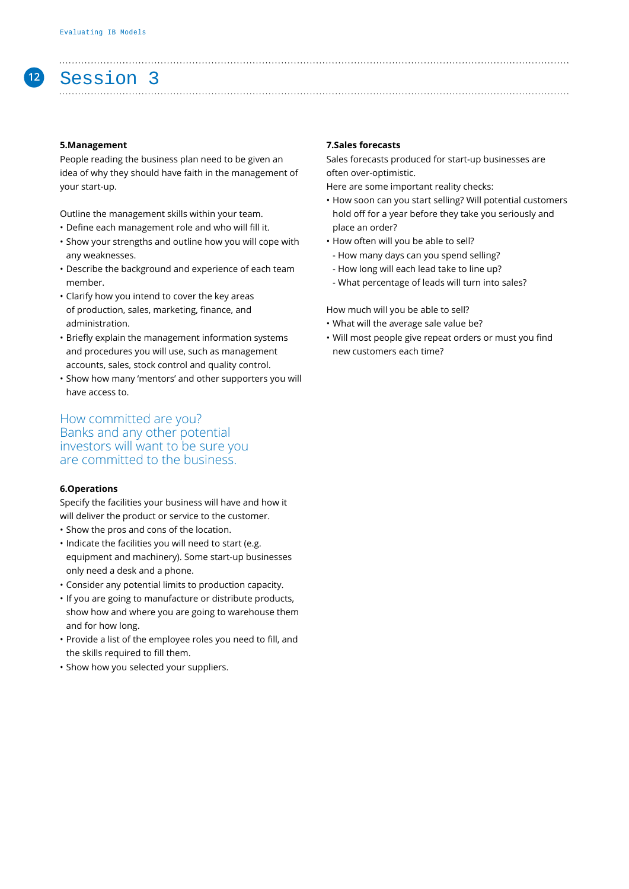# Session 3

### 5.Management

People reading the business plan need to be given an idea of why they should have faith in the management of your start-up.

Outline the management skills within your team.

- Define each management role and who will fill it.
- Show your strengths and outline how you will cope with any weaknesses.
- Describe the background and experience of each team member.
- Clarify how you intend to cover the key areas of production, sales, marketing, finance, and administration.
- Briefly explain the management information systems and procedures you will use, such as management accounts, sales, stock control and quality control.
- Show how many 'mentors' and other supporters you will have access to.

How committed are you?
Banks and any other potential investors will want to be sure you are committed to the business.

### 6.Operations

Specify the facilities your business will have and how it will deliver the product or service to the customer.

- Show the pros and cons of the location.
- Indicate the facilities you will need to start (e.g. equipment and machinery). Some start-up businesses only need a desk and a phone.
- Consider any potential limits to production capacity.
- If you are going to manufacture or distribute products, show how and where you are going to warehouse them and for how long.
- Provide a list of the employee roles you need to fill, and the skills required to fill them.
- Show how you selected your suppliers.

### 7.Sales forecasts

Sales forecasts produced for start-up businesses are often over-optimistic.

Here are some important reality checks:

- How soon can you start selling? Will potential customers hold off for a year before they take you seriously and place an order?
- How often will you be able to sell?
  - How many days can you spend selling?
  - How long will each lead take to line up?
  - What percentage of leads will turn into sales?

How much will you be able to sell?

- What will the average sale value be?
- Will most people give repeat orders or must you find new customers each time?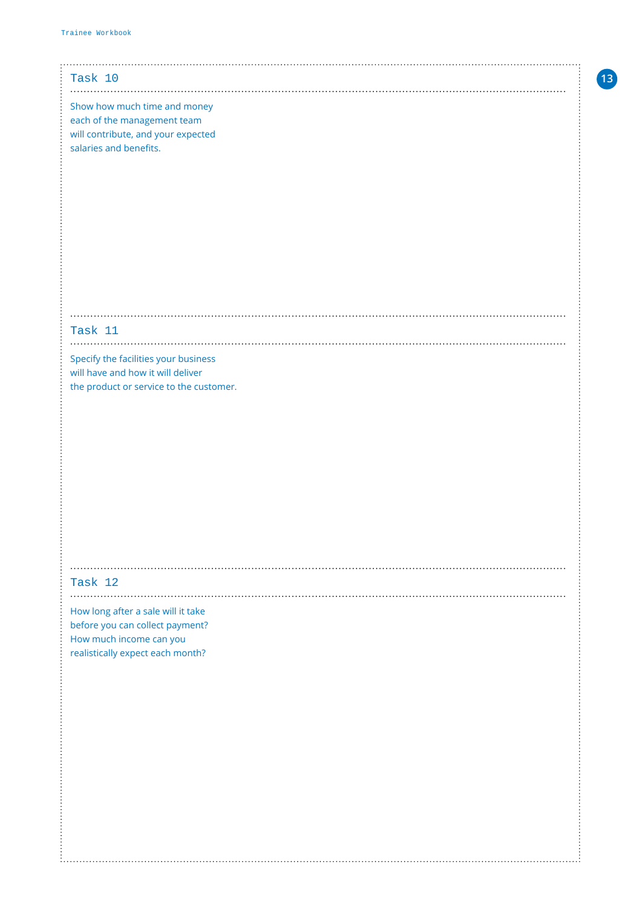## Task 10

Show how much time and money each of the management team will contribute, and your expected salaries and benefits.

## Task 11

Specify the facilities your business will have and how it will deliver the product or service to the customer.

## Task 12

How long after a sale will it take before you can collect payment? How much income can you realistically expect each month?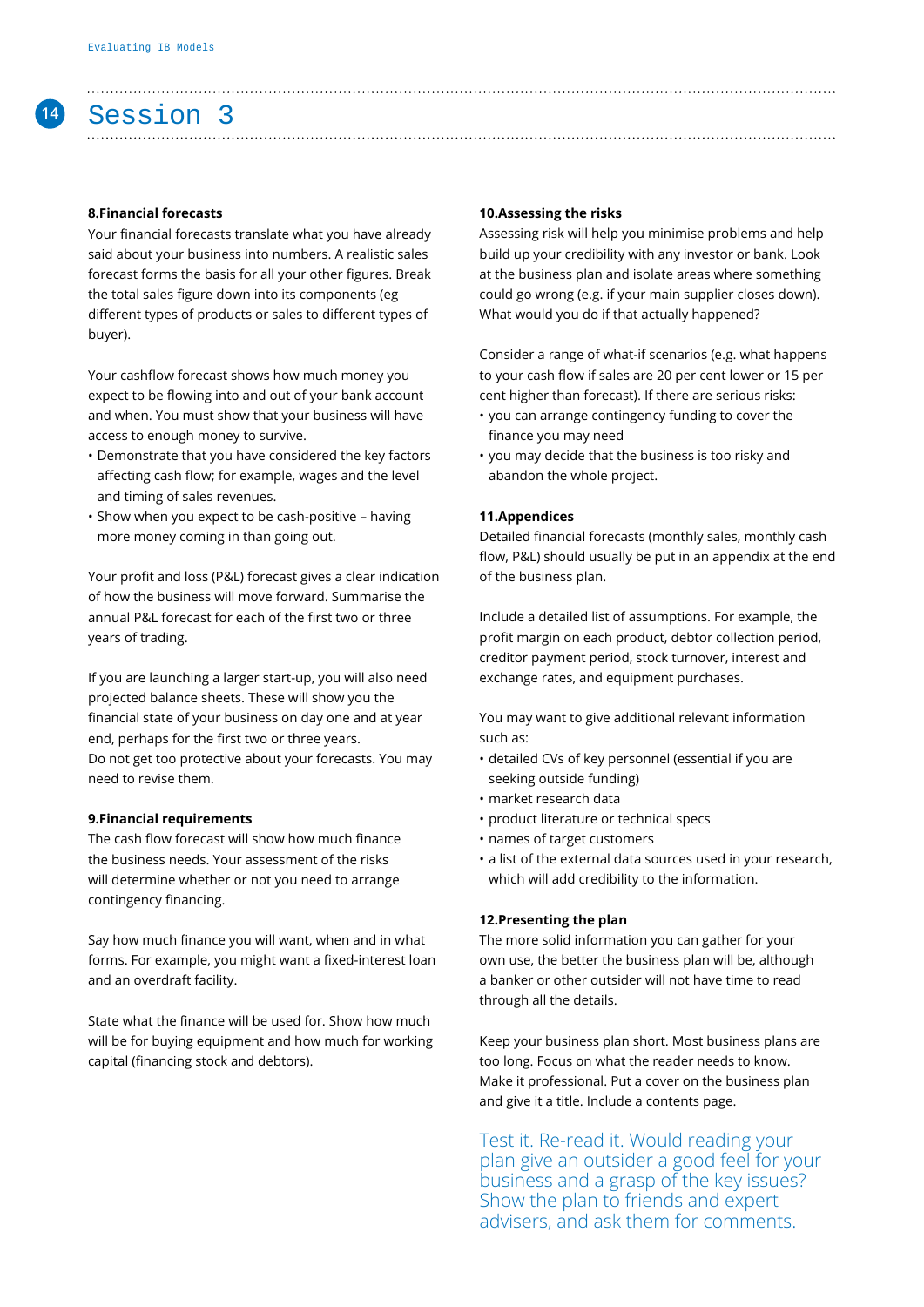# Session 3

### 8.Financial forecasts

Your financial forecasts translate what you have already said about your business into numbers. A realistic sales forecast forms the basis for all your other figures. Break the total sales figure down into its components (eg different types of products or sales to different types of buyer).

Your cashflow forecast shows how much money you expect to be flowing into and out of your bank account and when. You must show that your business will have access to enough money to survive.

- Demonstrate that you have considered the key factors affecting cash flow; for example, wages and the level and timing of sales revenues.
- Show when you expect to be cash-positive – having more money coming in than going out.

Your profit and loss (P&L) forecast gives a clear indication of how the business will move forward. Summarise the annual P&L forecast for each of the first two or three years of trading.

If you are launching a larger start-up, you will also need projected balance sheets. These will show you the financial state of your business on day one and at year end, perhaps for the first two or three years.
Do not get too protective about your forecasts. You may need to revise them.

### 9.Financial requirements

The cash flow forecast will show how much finance the business needs. Your assessment of the risks will determine whether or not you need to arrange contingency financing.

Say how much finance you will want, when and in what forms. For example, you might want a fixed-interest loan and an overdraft facility.

State what the finance will be used for. Show how much will be for buying equipment and how much for working capital (financing stock and debtors).

### 10.Assessing the risks

Assessing risk will help you minimise problems and help build up your credibility with any investor or bank. Look at the business plan and isolate areas where something could go wrong (e.g. if your main supplier closes down). What would you do if that actually happened?

Consider a range of what-if scenarios (e.g. what happens to your cash flow if sales are 20 per cent lower or 15 per cent higher than forecast). If there are serious risks:

- you can arrange contingency funding to cover the finance you may need
- you may decide that the business is too risky and abandon the whole project.

### 11.Appendices

Detailed financial forecasts (monthly sales, monthly cash flow, P&L) should usually be put in an appendix at the end of the business plan.

Include a detailed list of assumptions. For example, the profit margin on each product, debtor collection period, creditor payment period, stock turnover, interest and exchange rates, and equipment purchases.

You may want to give additional relevant information such as:

- detailed CVs of key personnel (essential if you are seeking outside funding)
- market research data
- product literature or technical specs
- names of target customers
- a list of the external data sources used in your research, which will add credibility to the information.

### 12.Presenting the plan

The more solid information you can gather for your own use, the better the business plan will be, although a banker or other outsider will not have time to read through all the details.

Keep your business plan short. Most business plans are too long. Focus on what the reader needs to know. Make it professional. Put a cover on the business plan and give it a title. Include a contents page.

Test it. Re-read it. Would reading your plan give an outsider a good feel for your business and a grasp of the key issues? Show the plan to friends and expert advisers, and ask them for comments.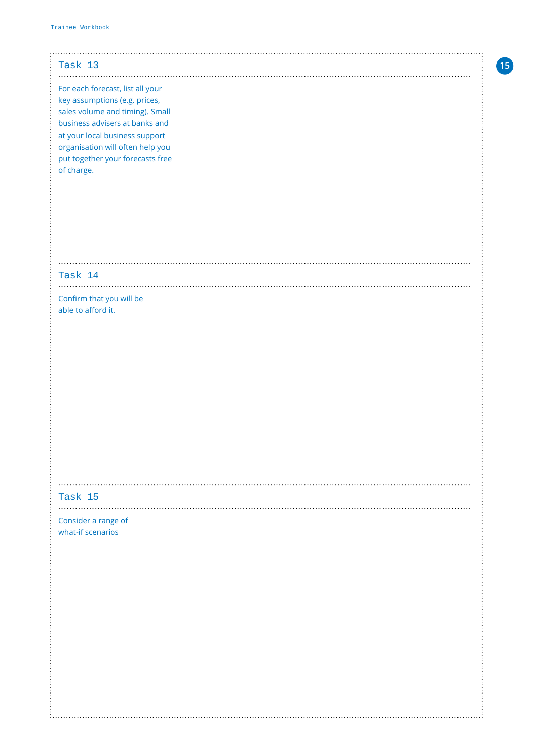## Task 13

For each forecast, list all your key assumptions (e.g. prices, sales volume and timing). Small business advisers at banks and at your local business support organisation will often help you put together your forecasts free of charge.

## Task 14

Confirm that you will be able to afford it.

## Task 15

Consider a range of what-if scenarios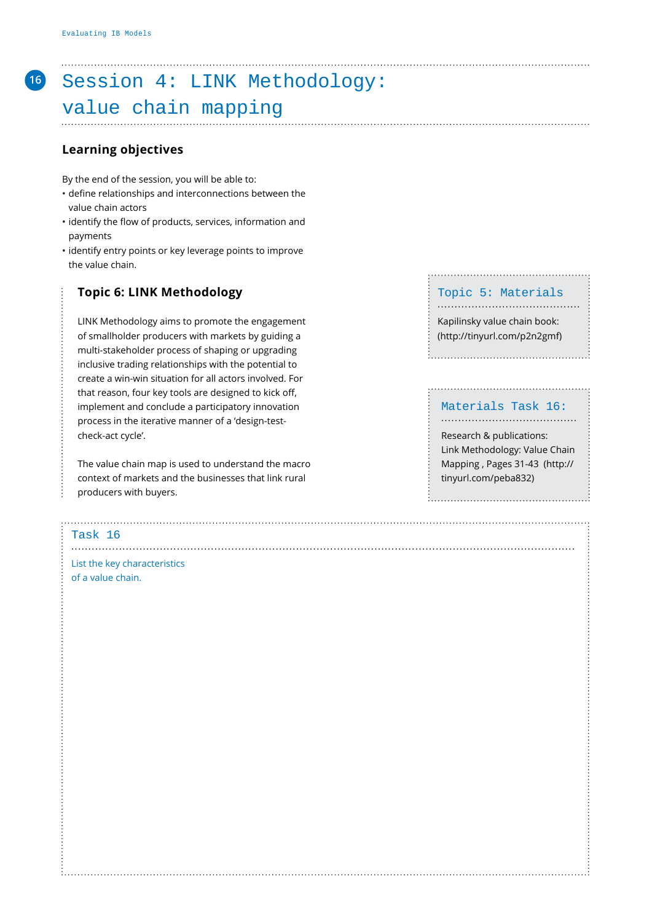# Session 4: LINK Methodology: value chain mapping

## Learning objectives

By the end of the session, you will be able to:

- define relationships and interconnections between the value chain actors
- identify the flow of products, services, information and payments
- identify entry points or key leverage points to improve the value chain.

### Topic 6: LINK Methodology

LINK Methodology aims to promote the engagement of smallholder producers with markets by guiding a multi-stakeholder process of shaping or upgrading inclusive trading relationships with the potential to create a win-win situation for all actors involved. For that reason, four key tools are designed to kick off, implement and conclude a participatory innovation process in the iterative manner of a 'design-test-check-act cycle'.

The value chain map is used to understand the macro context of markets and the businesses that link rural producers with buyers.

### Topic 5: Materials

Kapilinsky value chain book: (http://tinyurl.com/p2n2gmf)

### Materials Task 16:

Research & publications:
Link Methodology: Value Chain Mapping , Pages 31-43 (http://tinyurl.com/peba832)

### Task 16

List the key characteristics of a value chain.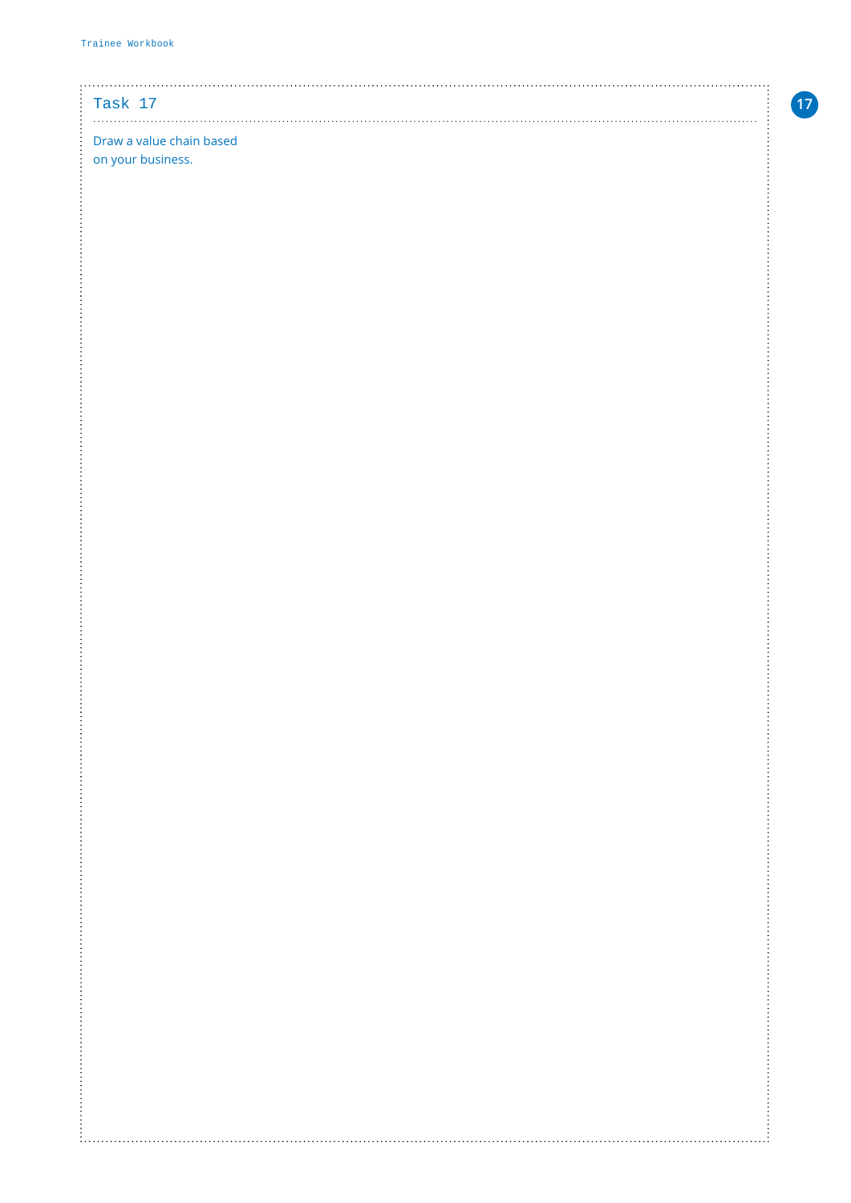## Task 17

Draw a value chain based on your business.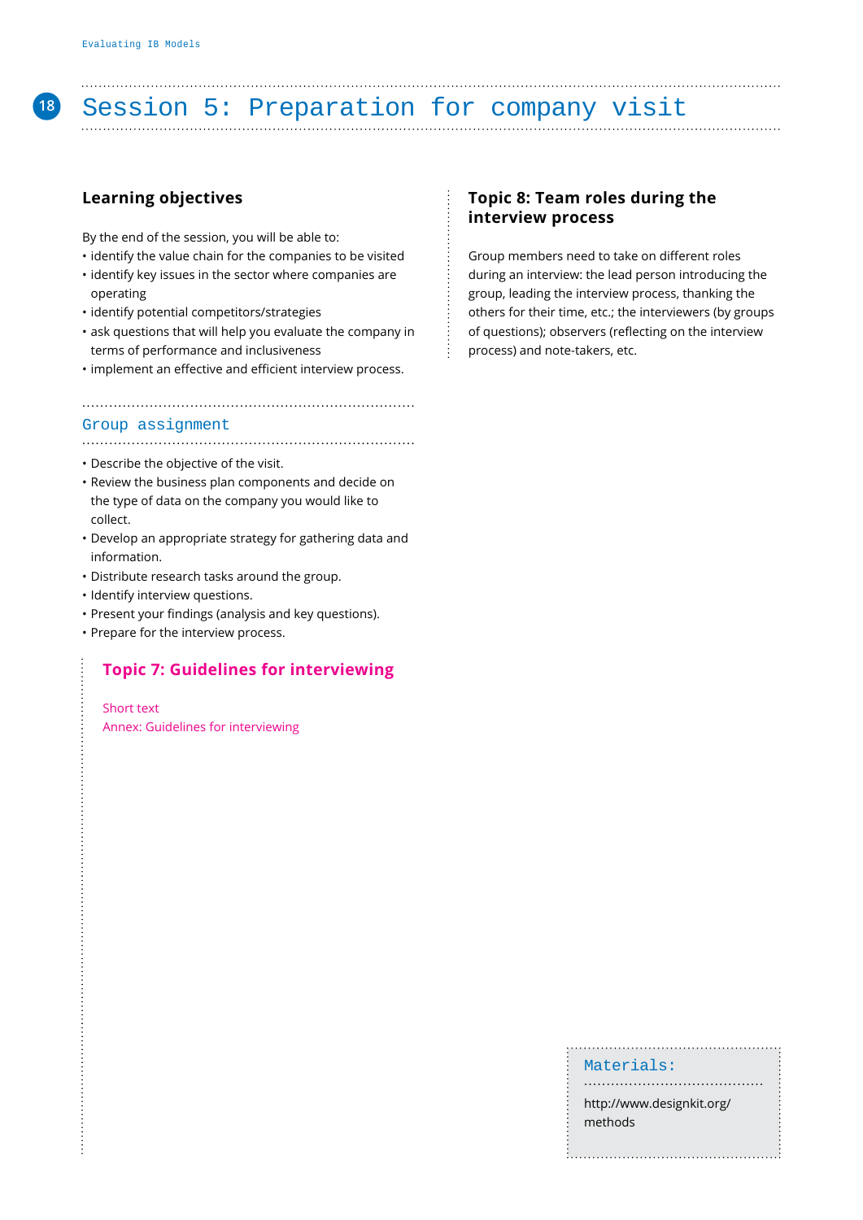# Session 5: Preparation for company visit

## Learning objectives

By the end of the session, you will be able to:

- identify the value chain for the companies to be visited
- identify key issues in the sector where companies are operating
- identify potential competitors/strategies
- ask questions that will help you evaluate the company in terms of performance and inclusiveness
- implement an effective and efficient interview process.

## Group assignment

- Describe the objective of the visit.
- Review the business plan components and decide on the type of data on the company you would like to collect.
- Develop an appropriate strategy for gathering data and information.
- Distribute research tasks around the group.
- Identify interview questions.
- Present your findings (analysis and key questions).
- Prepare for the interview process.

### Topic 7: Guidelines for interviewing

Short text
Annex: Guidelines for interviewing

### Topic 8: Team roles during the interview process

Group members need to take on different roles during an interview: the lead person introducing the group, leading the interview process, thanking the others for their time, etc.; the interviewers (by groups of questions); observers (reflecting on the interview process) and note-takers, etc.

**Materials:**

http://www.designkit.org/methods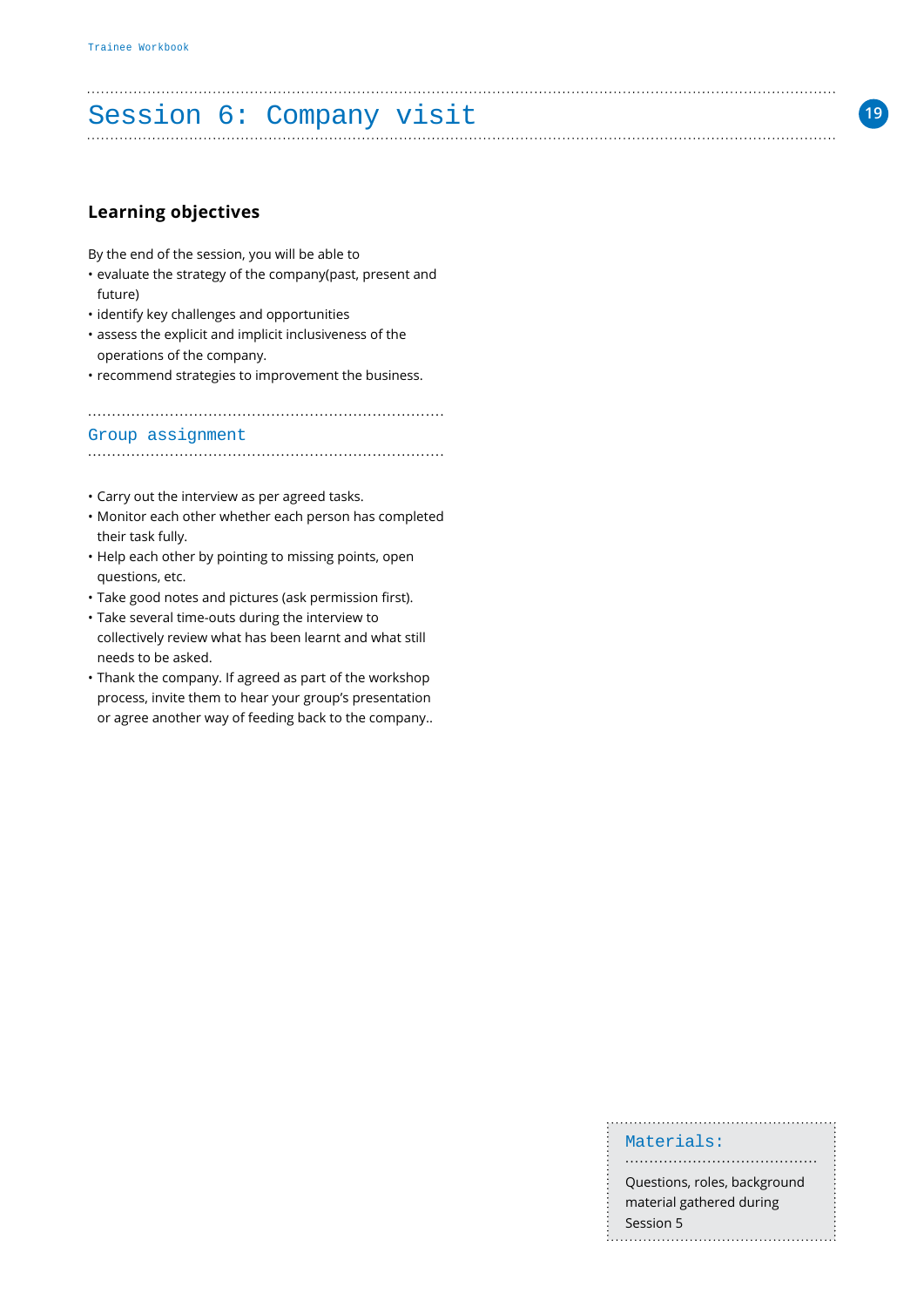# Session 6: Company visit

### Learning objectives

By the end of the session, you will be able to

- evaluate the strategy of the company(past, present and future)
- identify key challenges and opportunities
- assess the explicit and implicit inclusiveness of the operations of the company.
- recommend strategies to improvement the business.

## Group assignment

- Carry out the interview as per agreed tasks.
- Monitor each other whether each person has completed their task fully.
- Help each other by pointing to missing points, open questions, etc.
- Take good notes and pictures (ask permission first).
- Take several time-outs during the interview to collectively review what has been learnt and what still needs to be asked.
- Thank the company. If agreed as part of the workshop process, invite them to hear your group's presentation or agree another way of feeding back to the company..

## Materials:

Questions, roles, background material gathered during Session 5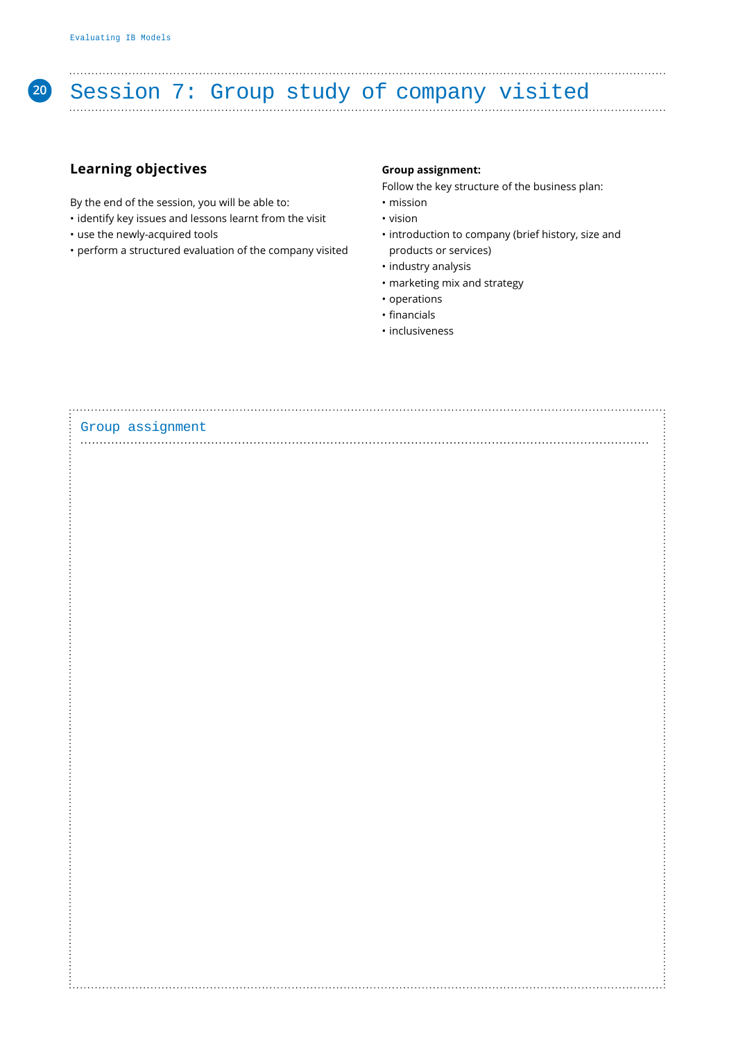# Session 7: Group study of company visited

## Learning objectives

By the end of the session, you will be able to:

- identify key issues and lessons learnt from the visit
- use the newly-acquired tools
- perform a structured evaluation of the company visited

**Group assignment:**

Follow the key structure of the business plan:

- mission
- vision
- introduction to company (brief history, size and products or services)
- industry analysis
- marketing mix and strategy
- operations
- financials
- inclusiveness

### Group assignment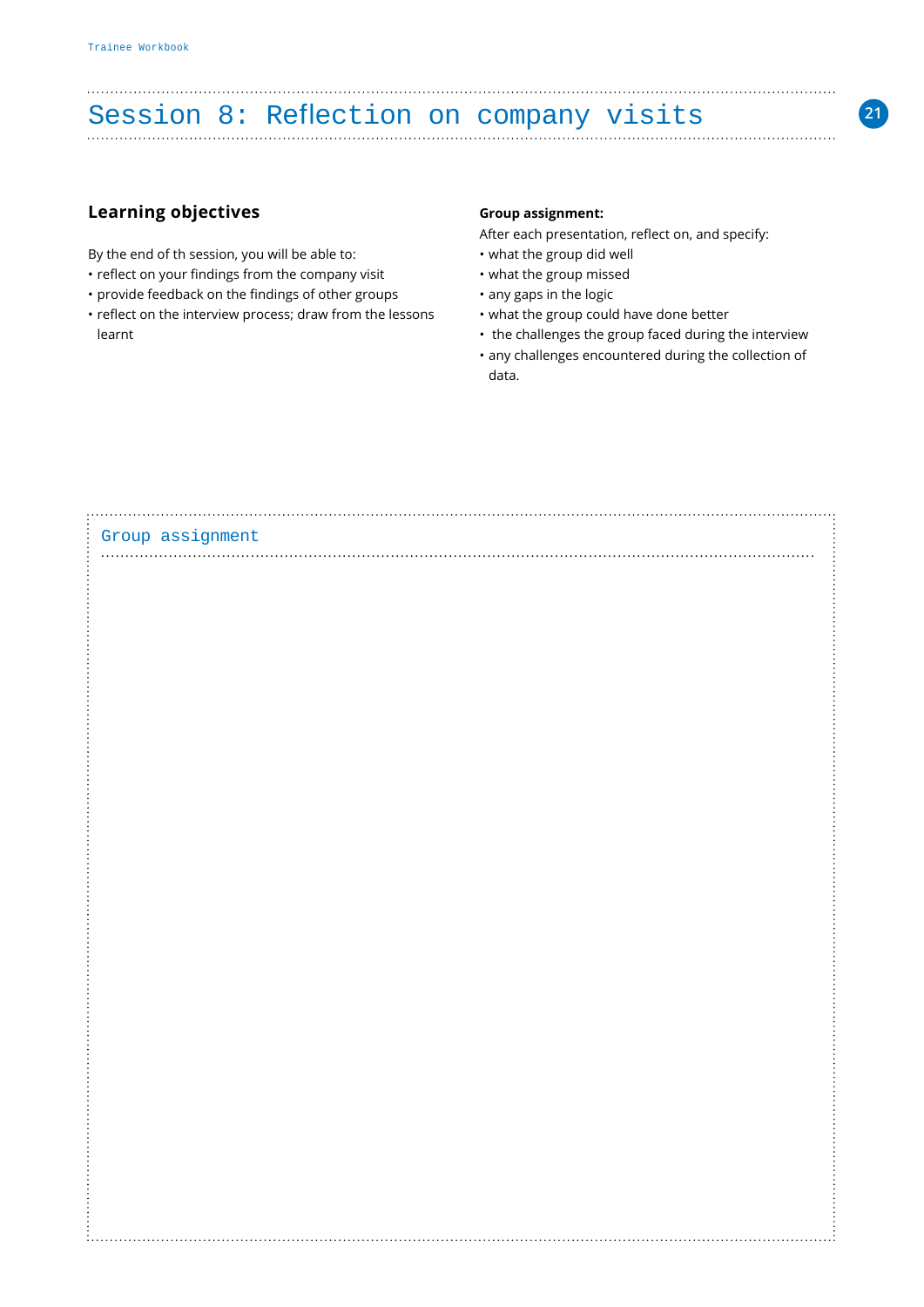# Session 8: Reflection on company visits

## Learning objectives

By the end of th session, you will be able to:

- reflect on your findings from the company visit
- provide feedback on the findings of other groups
- reflect on the interview process; draw from the lessons learnt

**Group assignment:**

After each presentation, reflect on, and specify:

- what the group did well
- what the group missed
- any gaps in the logic
- what the group could have done better
- the challenges the group faced during the interview
- any challenges encountered during the collection of data.

### Group assignment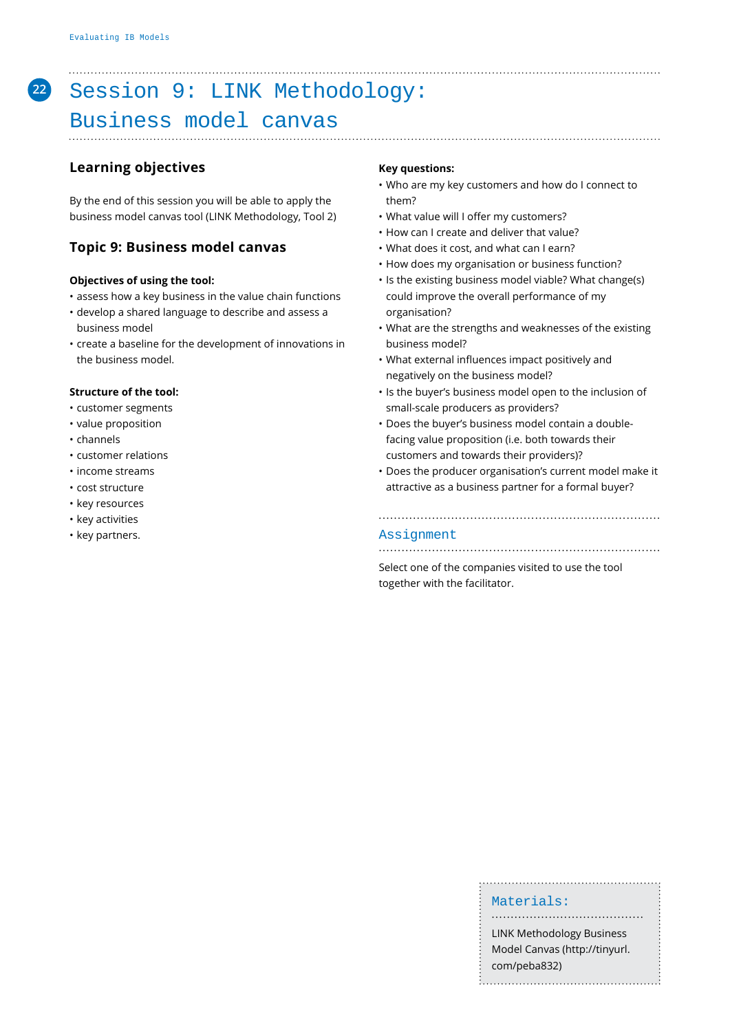# Session 9: LINK Methodology: Business model canvas

## Learning objectives

By the end of this session you will be able to apply the business model canvas tool (LINK Methodology, Tool 2)

## Topic 9: Business model canvas

**Objectives of using the tool:**

- assess how a key business in the value chain functions
- develop a shared language to describe and assess a business model
- create a baseline for the development of innovations in the business model.

**Structure of the tool:**

- customer segments
- value proposition
- channels
- customer relations
- income streams
- cost structure
- key resources
- key activities
- key partners.

**Key questions:**

- Who are my key customers and how do I connect to them?
- What value will I offer my customers?
- How can I create and deliver that value?
- What does it cost, and what can I earn?
- How does my organisation or business function?
- Is the existing business model viable? What change(s) could improve the overall performance of my organisation?
- What are the strengths and weaknesses of the existing business model?
- What external influences impact positively and negatively on the business model?
- Is the buyer's business model open to the inclusion of small-scale producers as providers?
- Does the buyer's business model contain a double-facing value proposition (i.e. both towards their customers and towards their providers)?
- Does the producer organisation's current model make it attractive as a business partner for a formal buyer?

## Assignment

Select one of the companies visited to use the tool together with the facilitator.

## Materials:

LINK Methodology Business Model Canvas (http://tinyurl.com/peba832)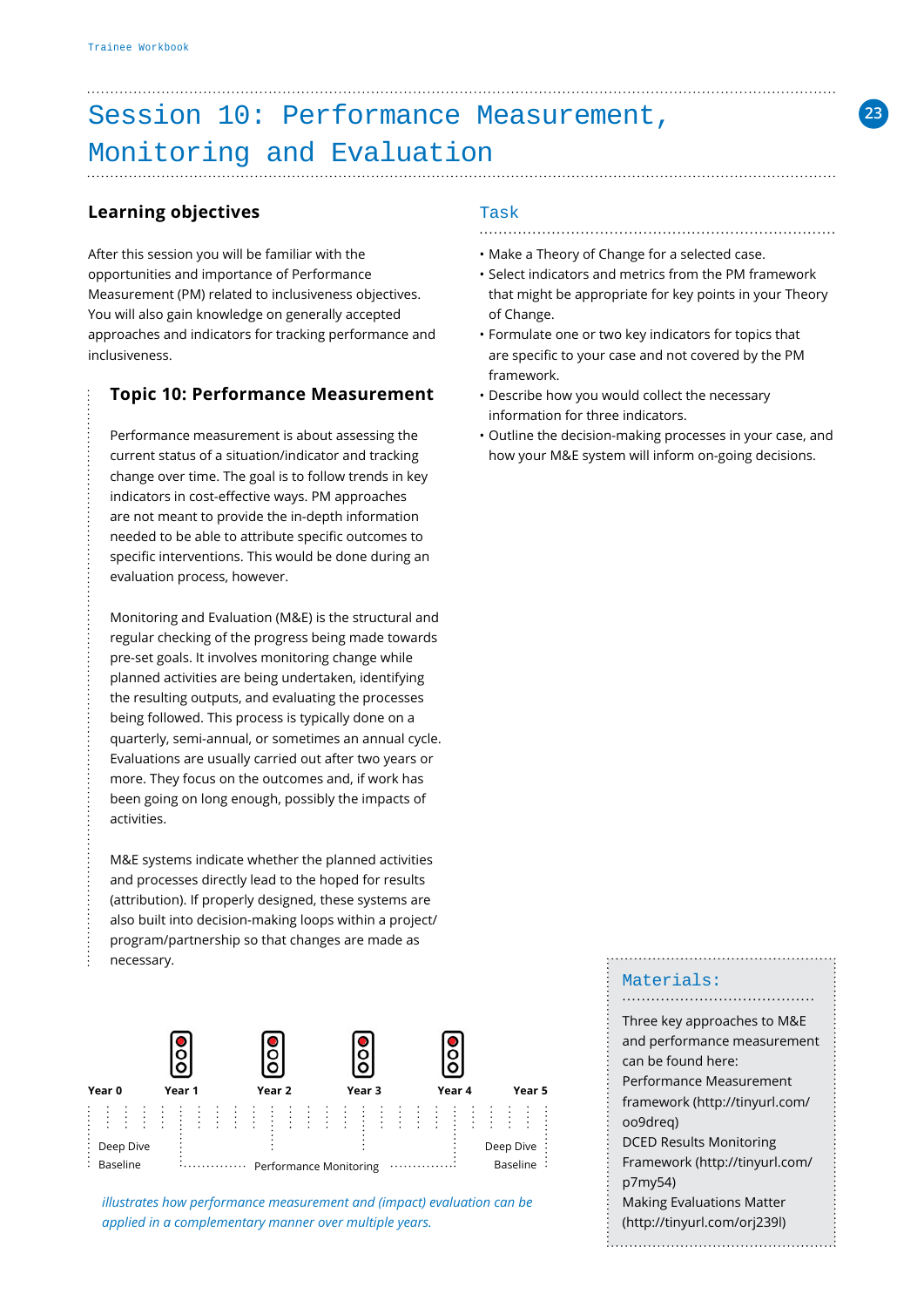# Session 10: Performance Measurement, Monitoring and Evaluation

## Learning objectives

After this session you will be familiar with the opportunities and importance of Performance Measurement (PM) related to inclusiveness objectives. You will also gain knowledge on generally accepted approaches and indicators for tracking performance and inclusiveness.

### Topic 10: Performance Measurement

Performance measurement is about assessing the current status of a situation/indicator and tracking change over time. The goal is to follow trends in key indicators in cost-effective ways. PM approaches are not meant to provide the in-depth information needed to be able to attribute specific outcomes to specific interventions. This would be done during an evaluation process, however.

Monitoring and Evaluation (M&E) is the structural and regular checking of the progress being made towards pre-set goals. It involves monitoring change while planned activities are being undertaken, identifying the resulting outputs, and evaluating the processes being followed. This process is typically done on a quarterly, semi-annual, or sometimes an annual cycle. Evaluations are usually carried out after two years or more. They focus on the outcomes and, if work has been going on long enough, possibly the impacts of activities.

M&E systems indicate whether the planned activities and processes directly lead to the hoped for results (attribution). If properly designed, these systems are also built into decision-making loops within a project/program/partnership so that changes are made as necessary.

Year 0 | Year 1 | Year 2 | Year 3 | Year 4 | Year 5

Deep Dive Baseline | Performance Monitoring | Deep Dive Baseline

*illustrates how performance measurement and (impact) evaluation can be applied in a complementary manner over multiple years.*

## Task

- Make a Theory of Change for a selected case.
- Select indicators and metrics from the PM framework that might be appropriate for key points in your Theory of Change.
- Formulate one or two key indicators for topics that are specific to your case and not covered by the PM framework.
- Describe how you would collect the necessary information for three indicators.
- Outline the decision-making processes in your case, and how your M&E system will inform on-going decisions.

## Materials:

Three key approaches to M&E and performance measurement can be found here:

Performance Measurement framework (http://tinyurl.com/oo9dreq)

DCED Results Monitoring Framework (http://tinyurl.com/p7my54)

Making Evaluations Matter (http://tinyurl.com/orj239l)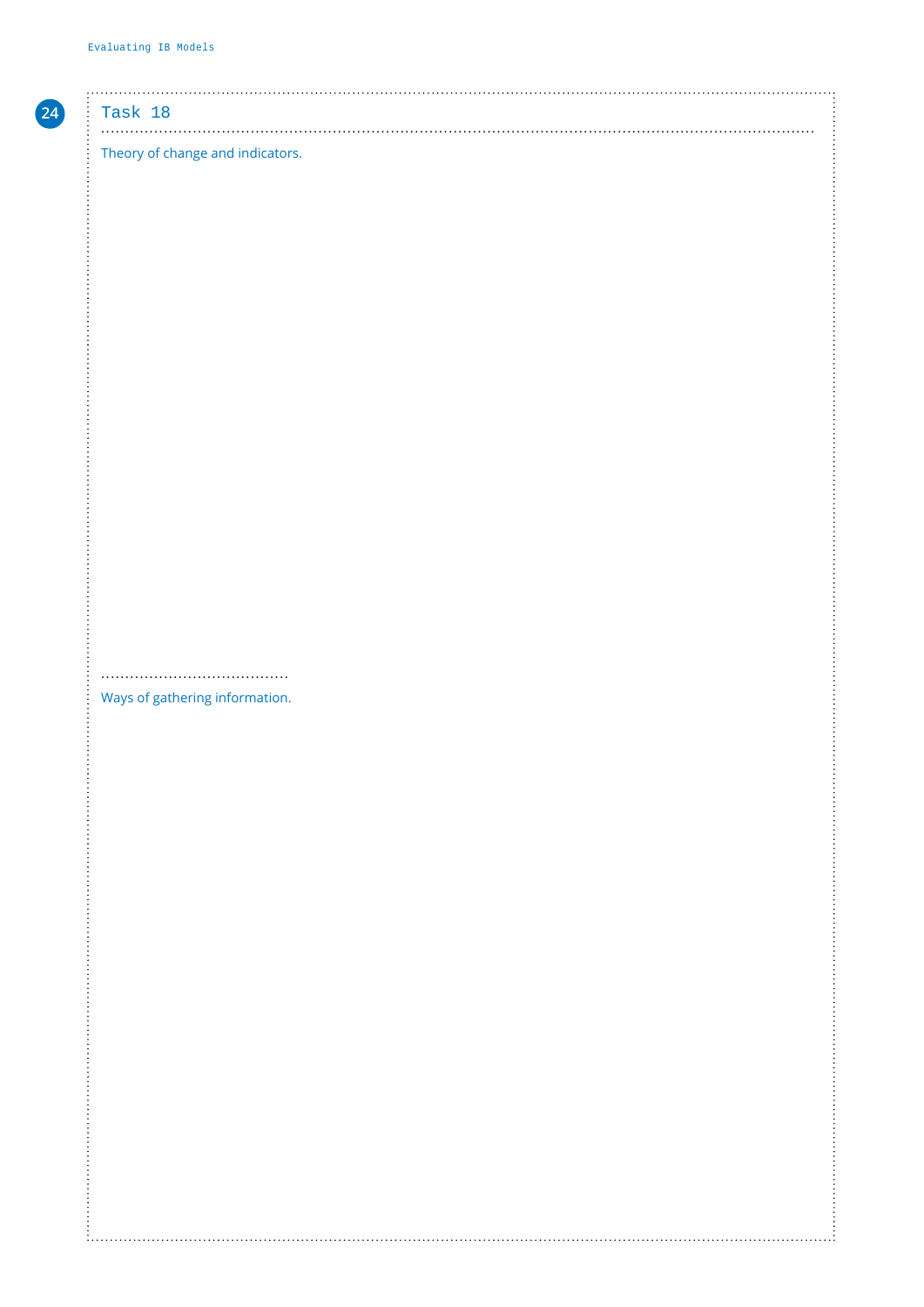## Task 18

Theory of change and indicators.

Ways of gathering information.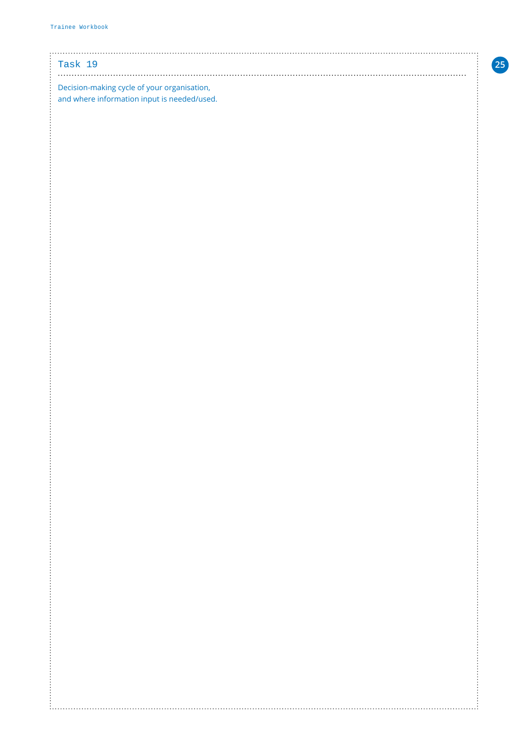## Task 19

Decision-making cycle of your organisation,
and where information input is needed/used.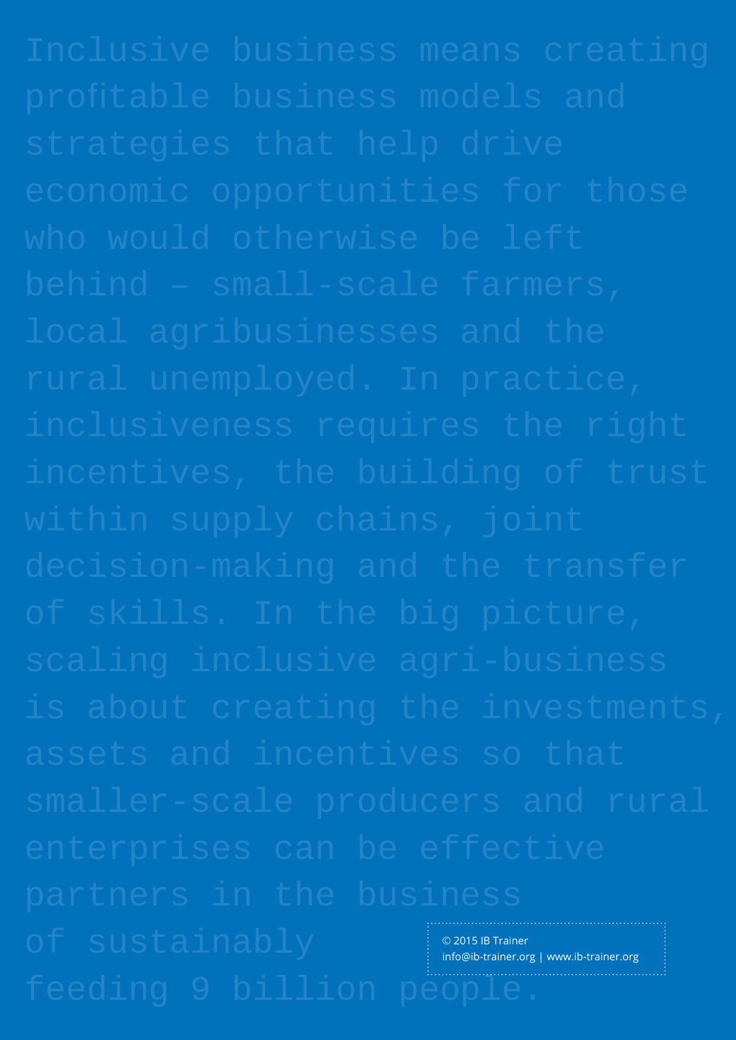Inclusive business means creating profitable business models and strategies that help drive economic opportunities for those who would otherwise be left behind – small-scale farmers, local agribusinesses and the rural unemployed. In practice, inclusiveness requires the right incentives, the building of trust within supply chains, joint decision-making and the transfer of skills. In the big picture, scaling inclusive agri-business is about creating the investments, assets and incentives so that smaller-scale producers and rural enterprises can be effective partners in the business of sustainably feeding 9 billion people.

© 2015 IB Trainer
info@ib-trainer.org | www.ib-trainer.org